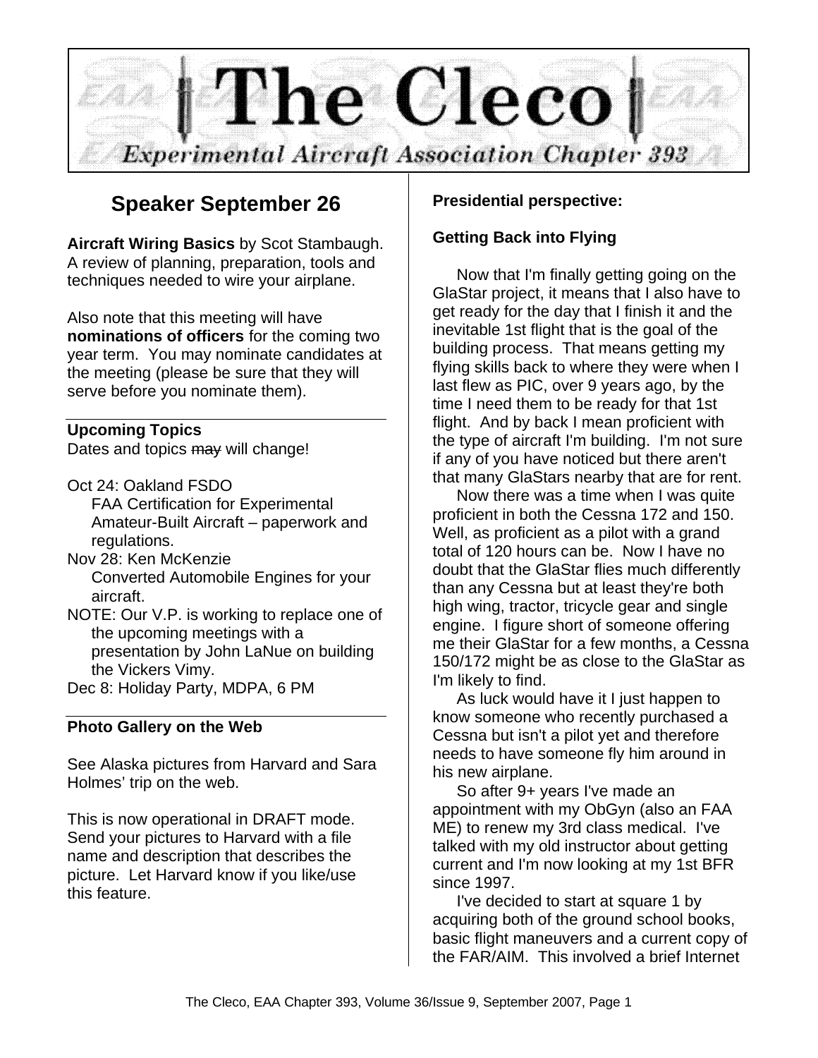# The Cleco

## Experimental Aircraft Association Chapter 393

## Speaker September 26

**Aircraft Wiring Basics** by Scot Stambaugh. A review of planning, preparation, tools and techniques needed to wire your airplane.

Also note that this meeting will have **nominations of officers** for the coming two year term. You may nominate candidates at the meeting (please be sure that they will serve before you nominate them).

### Upcoming Topics

Dates and topics ~~may~~ will change!

Oct 24: Oakland FSDO
FAA Certification for Experimental Amateur-Built Aircraft – paperwork and regulations.

Nov 28: Ken McKenzie
Converted Automobile Engines for your aircraft.

NOTE: Our V.P. is working to replace one of the upcoming meetings with a presentation by John LaNue on building the Vickers Vimy.

Dec 8: Holiday Party, MDPA, 6 PM

### Photo Gallery on the Web

See Alaska pictures from Harvard and Sara Holmes' trip on the web.

This is now operational in DRAFT mode. Send your pictures to Harvard with a file name and description that describes the picture. Let Harvard know if you like/use this feature.

**Presidential perspective:**

**Getting Back into Flying**

Now that I'm finally getting going on the GlaStar project, it means that I also have to get ready for the day that I finish it and the inevitable 1st flight that is the goal of the building process. That means getting my flying skills back to where they were when I last flew as PIC, over 9 years ago, by the time I need them to be ready for that 1st flight. And by back I mean proficient with the type of aircraft I'm building. I'm not sure if any of you have noticed but there aren't that many GlaStars nearby that are for rent.

Now there was a time when I was quite proficient in both the Cessna 172 and 150. Well, as proficient as a pilot with a grand total of 120 hours can be. Now I have no doubt that the GlaStar flies much differently than any Cessna but at least they're both high wing, tractor, tricycle gear and single engine. I figure short of someone offering me their GlaStar for a few months, a Cessna 150/172 might be as close to the GlaStar as I'm likely to find.

As luck would have it I just happen to know someone who recently purchased a Cessna but isn't a pilot yet and therefore needs to have someone fly him around in his new airplane.

So after 9+ years I've made an appointment with my ObGyn (also an FAA ME) to renew my 3rd class medical. I've talked with my old instructor about getting current and I'm now looking at my 1st BFR since 1997.

I've decided to start at square 1 by acquiring both of the ground school books, basic flight maneuvers and a current copy of the FAR/AIM. This involved a brief Internet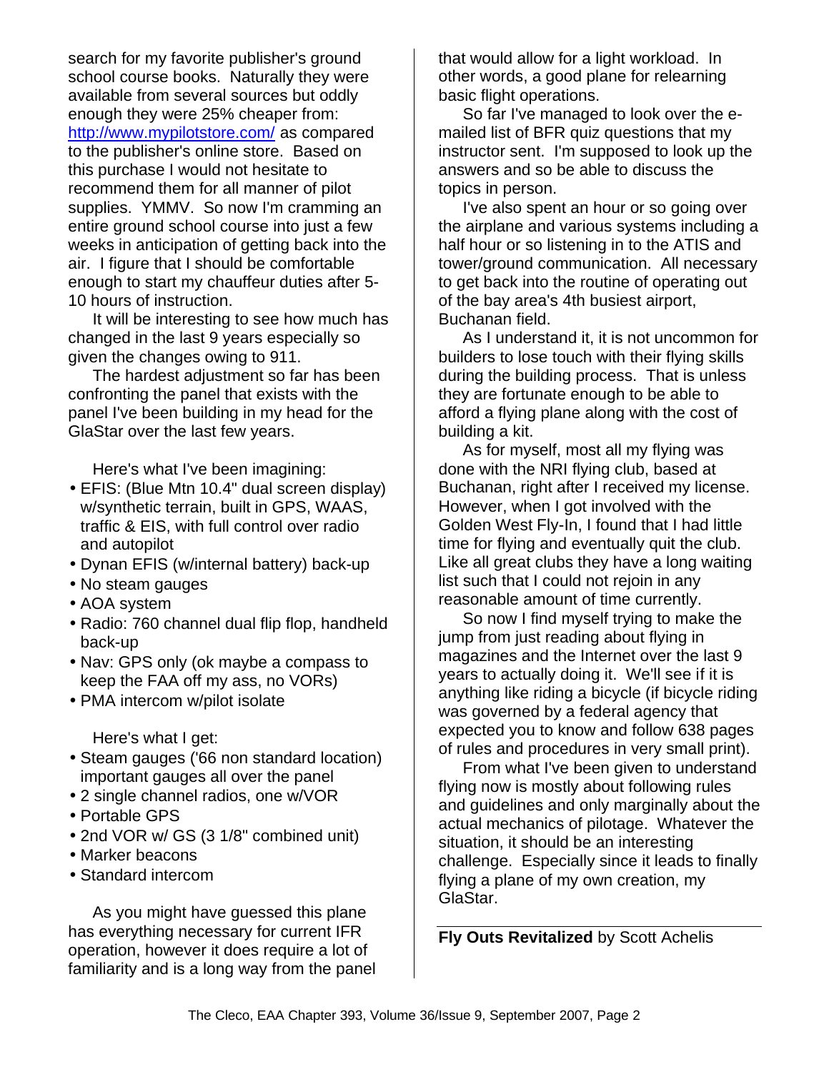search for my favorite publisher's ground school course books. Naturally they were available from several sources but oddly enough they were 25% cheaper from: http://www.mypilotstore.com/ as compared to the publisher's online store. Based on this purchase I would not hesitate to recommend them for all manner of pilot supplies. YMMV. So now I'm cramming an entire ground school course into just a few weeks in anticipation of getting back into the air. I figure that I should be comfortable enough to start my chauffeur duties after 5-10 hours of instruction.

It will be interesting to see how much has changed in the last 9 years especially so given the changes owing to 911.

The hardest adjustment so far has been confronting the panel that exists with the panel I've been building in my head for the GlaStar over the last few years.

Here's what I've been imagining:

- EFIS: (Blue Mtn 10.4" dual screen display) w/synthetic terrain, built in GPS, WAAS, traffic & EIS, with full control over radio and autopilot
- Dynan EFIS (w/internal battery) back-up
- No steam gauges
- AOA system
- Radio: 760 channel dual flip flop, handheld back-up
- Nav: GPS only (ok maybe a compass to keep the FAA off my ass, no VORs)
- PMA intercom w/pilot isolate

Here's what I get:

- Steam gauges ('66 non standard location) important gauges all over the panel
- 2 single channel radios, one w/VOR
- Portable GPS
- 2nd VOR w/ GS (3 1/8" combined unit)
- Marker beacons
- Standard intercom

As you might have guessed this plane has everything necessary for current IFR operation, however it does require a lot of familiarity and is a long way from the panel that would allow for a light workload. In other words, a good plane for relearning basic flight operations.

So far I've managed to look over the e-mailed list of BFR quiz questions that my instructor sent. I'm supposed to look up the answers and so be able to discuss the topics in person.

I've also spent an hour or so going over the airplane and various systems including a half hour or so listening in to the ATIS and tower/ground communication. All necessary to get back into the routine of operating out of the bay area's 4th busiest airport, Buchanan field.

As I understand it, it is not uncommon for builders to lose touch with their flying skills during the building process. That is unless they are fortunate enough to be able to afford a flying plane along with the cost of building a kit.

As for myself, most all my flying was done with the NRI flying club, based at Buchanan, right after I received my license. However, when I got involved with the Golden West Fly-In, I found that I had little time for flying and eventually quit the club. Like all great clubs they have a long waiting list such that I could not rejoin in any reasonable amount of time currently.

So now I find myself trying to make the jump from just reading about flying in magazines and the Internet over the last 9 years to actually doing it. We'll see if it is anything like riding a bicycle (if bicycle riding was governed by a federal agency that expected you to know and follow 638 pages of rules and procedures in very small print).

From what I've been given to understand flying now is mostly about following rules and guidelines and only marginally about the actual mechanics of pilotage. Whatever the situation, it should be an interesting challenge. Especially since it leads to finally flying a plane of my own creation, my GlaStar.

**Fly Outs Revitalized** by Scott Achelis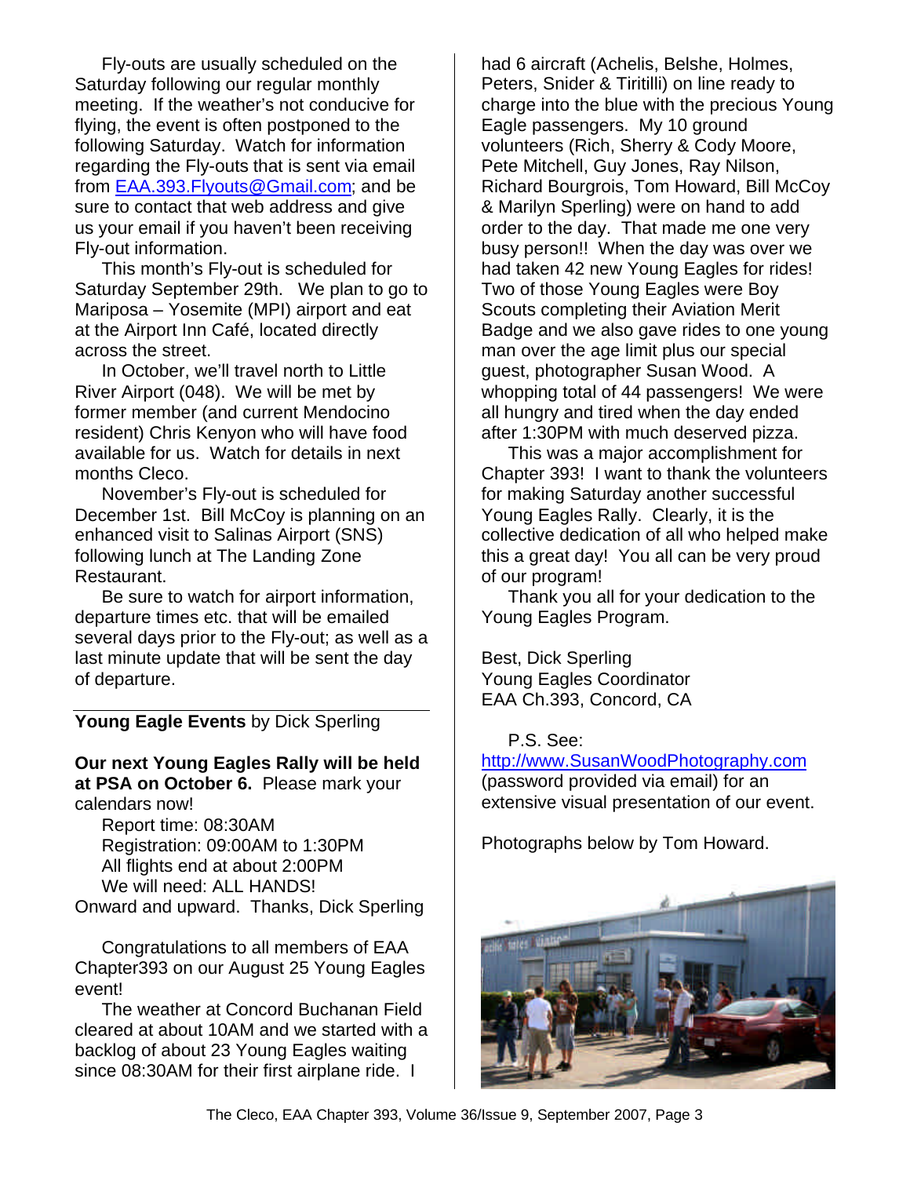Fly-outs are usually scheduled on the Saturday following our regular monthly meeting. If the weather's not conducive for flying, the event is often postponed to the following Saturday. Watch for information regarding the Fly-outs that is sent via email from EAA.393.Flyouts@Gmail.com; and be sure to contact that web address and give us your email if you haven't been receiving Fly-out information.

This month's Fly-out is scheduled for Saturday September 29th. We plan to go to Mariposa – Yosemite (MPI) airport and eat at the Airport Inn Café, located directly across the street.

In October, we'll travel north to Little River Airport (048). We will be met by former member (and current Mendocino resident) Chris Kenyon who will have food available for us. Watch for details in next months Cleco.

November's Fly-out is scheduled for December 1st. Bill McCoy is planning on an enhanced visit to Salinas Airport (SNS) following lunch at The Landing Zone Restaurant.

Be sure to watch for airport information, departure times etc. that will be emailed several days prior to the Fly-out; as well as a last minute update that will be sent the day of departure.

---

**Young Eagle Events** by Dick Sperling

**Our next Young Eagles Rally will be held at PSA on October 6.** Please mark your calendars now!

Report time: 08:30AM
Registration: 09:00AM to 1:30PM
All flights end at about 2:00PM
We will need: ALL HANDS!

Onward and upward. Thanks, Dick Sperling

Congratulations to all members of EAA Chapter393 on our August 25 Young Eagles event!

The weather at Concord Buchanan Field cleared at about 10AM and we started with a backlog of about 23 Young Eagles waiting since 08:30AM for their first airplane ride. I had 6 aircraft (Achelis, Belshe, Holmes, Peters, Snider & Tiritilli) on line ready to charge into the blue with the precious Young Eagle passengers. My 10 ground volunteers (Rich, Sherry & Cody Moore, Pete Mitchell, Guy Jones, Ray Nilson, Richard Bourgrois, Tom Howard, Bill McCoy & Marilyn Sperling) were on hand to add order to the day. That made me one very busy person!! When the day was over we had taken 42 new Young Eagles for rides! Two of those Young Eagles were Boy Scouts completing their Aviation Merit Badge and we also gave rides to one young man over the age limit plus our special guest, photographer Susan Wood. A whopping total of 44 passengers! We were all hungry and tired when the day ended after 1:30PM with much deserved pizza.

This was a major accomplishment for Chapter 393! I want to thank the volunteers for making Saturday another successful Young Eagles Rally. Clearly, it is the collective dedication of all who helped make this a great day! You all can be very proud of our program!

Thank you all for your dedication to the Young Eagles Program.

Best, Dick Sperling
Young Eagles Coordinator
EAA Ch.393, Concord, CA

P.S. See: http://www.SusanWoodPhotography.com (password provided via email) for an extensive visual presentation of our event.

Photographs below by Tom Howard.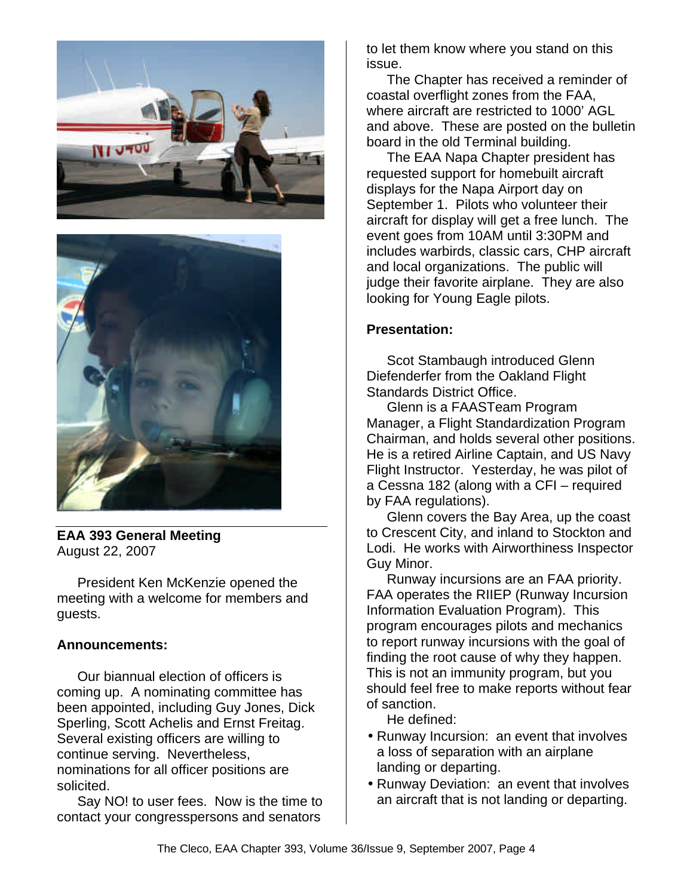**EAA 393 General Meeting**
August 22, 2007

President Ken McKenzie opened the meeting with a welcome for members and guests.

**Announcements:**

Our biannual election of officers is coming up. A nominating committee has been appointed, including Guy Jones, Dick Sperling, Scott Achelis and Ernst Freitag. Several existing officers are willing to continue serving. Nevertheless, nominations for all officer positions are solicited.

Say NO! to user fees. Now is the time to contact your congresspersons and senators to let them know where you stand on this issue.

The Chapter has received a reminder of coastal overflight zones from the FAA, where aircraft are restricted to 1000' AGL and above. These are posted on the bulletin board in the old Terminal building.

The EAA Napa Chapter president has requested support for homebuilt aircraft displays for the Napa Airport day on September 1. Pilots who volunteer their aircraft for display will get a free lunch. The event goes from 10AM until 3:30PM and includes warbirds, classic cars, CHP aircraft and local organizations. The public will judge their favorite airplane. They are also looking for Young Eagle pilots.

**Presentation:**

Scot Stambaugh introduced Glenn Diefenderfer from the Oakland Flight Standards District Office.

Glenn is a FAASTeam Program Manager, a Flight Standardization Program Chairman, and holds several other positions. He is a retired Airline Captain, and US Navy Flight Instructor. Yesterday, he was pilot of a Cessna 182 (along with a CFI – required by FAA regulations).

Glenn covers the Bay Area, up the coast to Crescent City, and inland to Stockton and Lodi. He works with Airworthiness Inspector Guy Minor.

Runway incursions are an FAA priority. FAA operates the RIIEP (Runway Incursion Information Evaluation Program). This program encourages pilots and mechanics to report runway incursions with the goal of finding the root cause of why they happen. This is not an immunity program, but you should feel free to make reports without fear of sanction.

He defined:

- Runway Incursion: an event that involves a loss of separation with an airplane landing or departing.
- Runway Deviation: an event that involves an aircraft that is not landing or departing.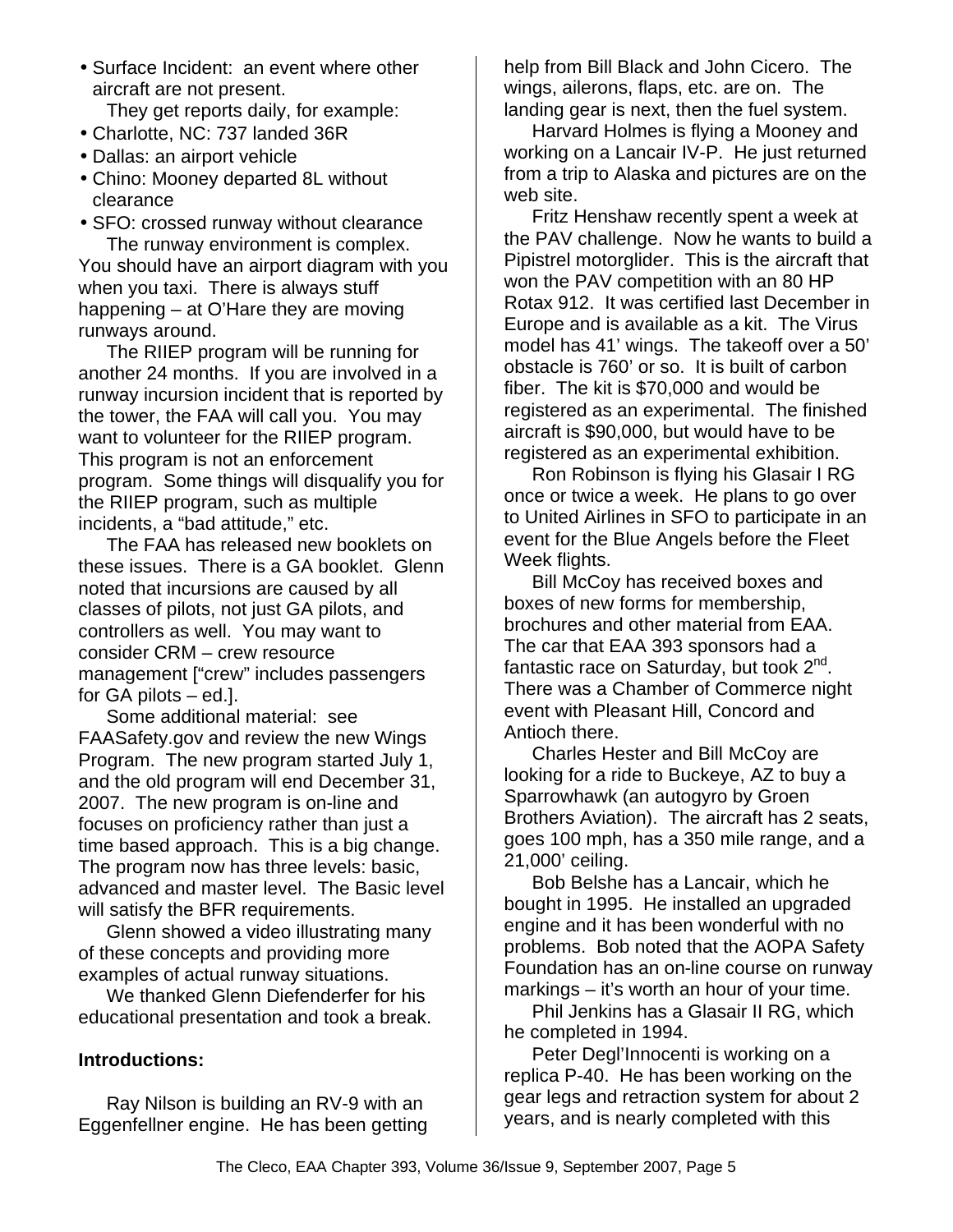- Surface Incident: an event where other aircraft are not present.

They get reports daily, for example:

- Charlotte, NC: 737 landed 36R
- Dallas: an airport vehicle
- Chino: Mooney departed 8L without clearance
- SFO: crossed runway without clearance

The runway environment is complex. You should have an airport diagram with you when you taxi. There is always stuff happening – at O'Hare they are moving runways around.

The RIIEP program will be running for another 24 months. If you are involved in a runway incursion incident that is reported by the tower, the FAA will call you. You may want to volunteer for the RIIEP program. This program is not an enforcement program. Some things will disqualify you for the RIIEP program, such as multiple incidents, a "bad attitude," etc.

The FAA has released new booklets on these issues. There is a GA booklet. Glenn noted that incursions are caused by all classes of pilots, not just GA pilots, and controllers as well. You may want to consider CRM – crew resource management ["crew" includes passengers for GA pilots – ed.].

Some additional material: see FAASafety.gov and review the new Wings Program. The new program started July 1, and the old program will end December 31, 2007. The new program is on-line and focuses on proficiency rather than just a time based approach. This is a big change. The program now has three levels: basic, advanced and master level. The Basic level will satisfy the BFR requirements.

Glenn showed a video illustrating many of these concepts and providing more examples of actual runway situations.

We thanked Glenn Diefenderfer for his educational presentation and took a break.

**Introductions:**

Ray Nilson is building an RV-9 with an Eggenfellner engine. He has been getting help from Bill Black and John Cicero. The wings, ailerons, flaps, etc. are on. The landing gear is next, then the fuel system.

Harvard Holmes is flying a Mooney and working on a Lancair IV-P. He just returned from a trip to Alaska and pictures are on the web site.

Fritz Henshaw recently spent a week at the PAV challenge. Now he wants to build a Pipistrel motorglider. This is the aircraft that won the PAV competition with an 80 HP Rotax 912. It was certified last December in Europe and is available as a kit. The Virus model has 41' wings. The takeoff over a 50' obstacle is 760' or so. It is built of carbon fiber. The kit is $70,000 and would be registered as an experimental. The finished aircraft is $90,000, but would have to be registered as an experimental exhibition.

Ron Robinson is flying his Glasair I RG once or twice a week. He plans to go over to United Airlines in SFO to participate in an event for the Blue Angels before the Fleet Week flights.

Bill McCoy has received boxes and boxes of new forms for membership, brochures and other material from EAA. The car that EAA 393 sponsors had a fantastic race on Saturday, but took 2nd. There was a Chamber of Commerce night event with Pleasant Hill, Concord and Antioch there.

Charles Hester and Bill McCoy are looking for a ride to Buckeye, AZ to buy a Sparrowhawk (an autogyro by Groen Brothers Aviation). The aircraft has 2 seats, goes 100 mph, has a 350 mile range, and a 21,000' ceiling.

Bob Belshe has a Lancair, which he bought in 1995. He installed an upgraded engine and it has been wonderful with no problems. Bob noted that the AOPA Safety Foundation has an on-line course on runway markings – it's worth an hour of your time.

Phil Jenkins has a Glasair II RG, which he completed in 1994.

Peter Degl'Innocenti is working on a replica P-40. He has been working on the gear legs and retraction system for about 2 years, and is nearly completed with this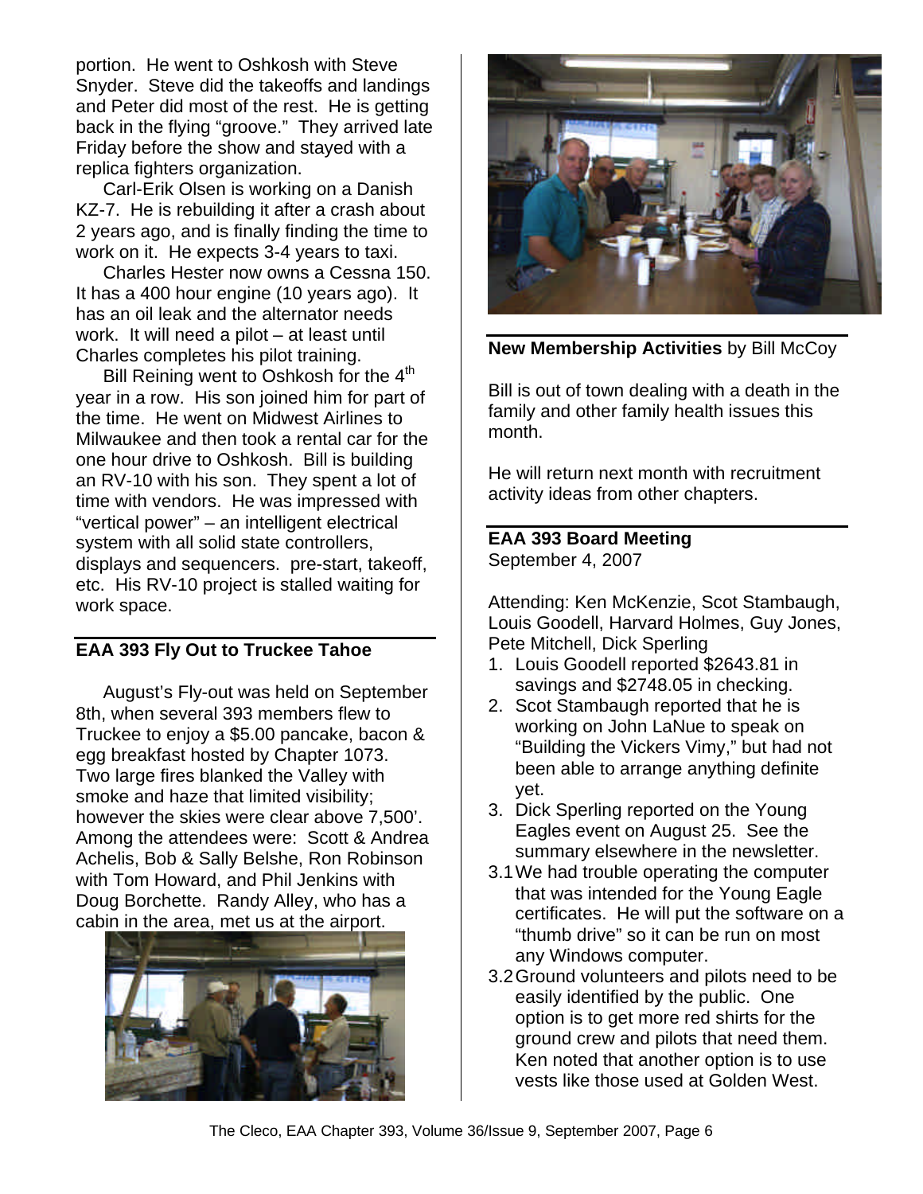portion. He went to Oshkosh with Steve Snyder. Steve did the takeoffs and landings and Peter did most of the rest. He is getting back in the flying "groove." They arrived late Friday before the show and stayed with a replica fighters organization.

Carl-Erik Olsen is working on a Danish KZ-7. He is rebuilding it after a crash about 2 years ago, and is finally finding the time to work on it. He expects 3-4 years to taxi.

Charles Hester now owns a Cessna 150. It has a 400 hour engine (10 years ago). It has an oil leak and the alternator needs work. It will need a pilot – at least until Charles completes his pilot training.

Bill Reining went to Oshkosh for the 4th year in a row. His son joined him for part of the time. He went on Midwest Airlines to Milwaukee and then took a rental car for the one hour drive to Oshkosh. Bill is building an RV-10 with his son. They spent a lot of time with vendors. He was impressed with "vertical power" – an intelligent electrical system with all solid state controllers, displays and sequencers. pre-start, takeoff, etc. His RV-10 project is stalled waiting for work space.

## EAA 393 Fly Out to Truckee Tahoe

August's Fly-out was held on September 8th, when several 393 members flew to Truckee to enjoy a $5.00 pancake, bacon & egg breakfast hosted by Chapter 1073. Two large fires blanked the Valley with smoke and haze that limited visibility; however the skies were clear above 7,500'. Among the attendees were: Scott & Andrea Achelis, Bob & Sally Belshe, Ron Robinson with Tom Howard, and Phil Jenkins with Doug Borchette. Randy Alley, who has a cabin in the area, met us at the airport.

## New Membership Activities by Bill McCoy

Bill is out of town dealing with a death in the family and other family health issues this month.

He will return next month with recruitment activity ideas from other chapters.

## EAA 393 Board Meeting

September 4, 2007

Attending: Ken McKenzie, Scot Stambaugh, Louis Goodell, Harvard Holmes, Guy Jones, Pete Mitchell, Dick Sperling

1. Louis Goodell reported $2643.81 in savings and $2748.05 in checking.
2. Scot Stambaugh reported that he is working on John LaNue to speak on "Building the Vickers Vimy," but had not been able to arrange anything definite yet.
3. Dick Sperling reported on the Young Eagles event on August 25. See the summary elsewhere in the newsletter.

3.1 We had trouble operating the computer that was intended for the Young Eagle certificates. He will put the software on a "thumb drive" so it can be run on most any Windows computer.

3.2 Ground volunteers and pilots need to be easily identified by the public. One option is to get more red shirts for the ground crew and pilots that need them. Ken noted that another option is to use vests like those used at Golden West.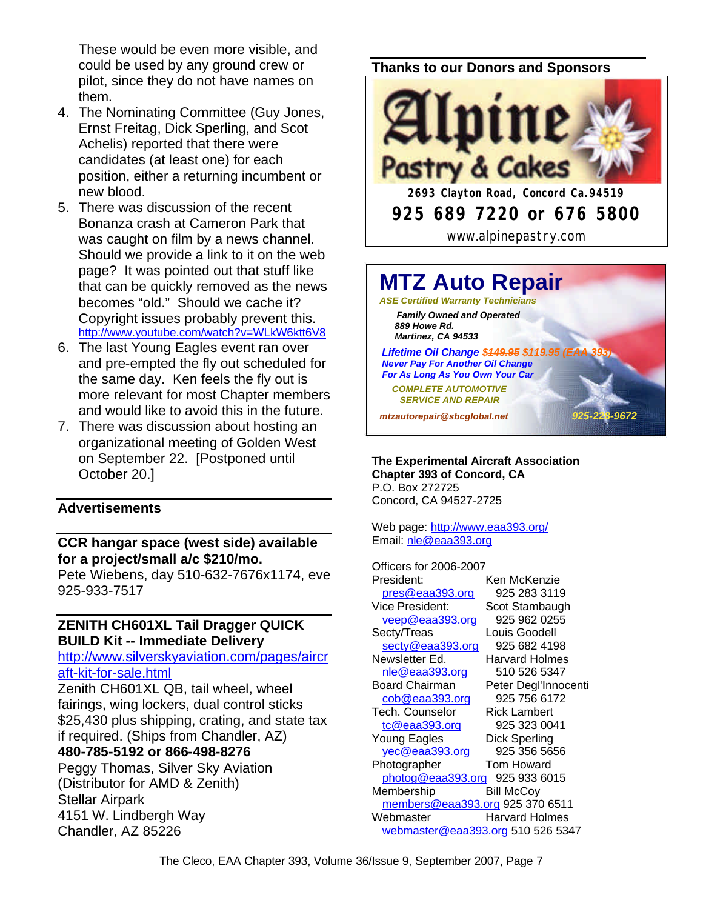These would be even more visible, and could be used by any ground crew or pilot, since they do not have names on them.

4. The Nominating Committee (Guy Jones, Ernst Freitag, Dick Sperling, and Scot Achelis) reported that there were candidates (at least one) for each position, either a returning incumbent or new blood.
5. There was discussion of the recent Bonanza crash at Cameron Park that was caught on film by a news channel. Should we provide a link to it on the web page? It was pointed out that stuff like that can be quickly removed as the news becomes "old." Should we cache it? Copyright issues probably prevent this. http://www.youtube.com/watch?v=WLkW6ktt6V8
6. The last Young Eagles event ran over and pre-empted the fly out scheduled for the same day. Ken feels the fly out is more relevant for most Chapter members and would like to avoid this in the future.
7. There was discussion about hosting an organizational meeting of Golden West on September 22. [Postponed until October 20.]

## Advertisements

**CCR hangar space (west side) available for a project/small a/c $210/mo.**
Pete Wiebens, day 510-632-7676x1174, eve 925-933-7517

**ZENITH CH601XL Tail Dragger QUICK BUILD Kit -- Immediate Delivery**
http://www.silverskyaviation.com/pages/aircraft-kit-for-sale.html
Zenith CH601XL QB, tail wheel, wheel fairings, wing lockers, dual control sticks $25,430 plus shipping, crating, and state tax if required. (Ships from Chandler, AZ)
**480-785-5192 or 866-498-8276**
Peggy Thomas, Silver Sky Aviation
(Distributor for AMD & Zenith)
Stellar Airpark
4151 W. Lindbergh Way
Chandler, AZ 85226

## Thanks to our Donors and Sponsors

**Alpine Pastry & Cakes**
2693 Clayton Road, Concord Ca.94519
925 689 7220 or 676 5800
www.alpinepastry.com

**MTZ Auto Repair**
*ASE Certified Warranty Technicians*
*Family Owned and Operated*
*889 Howe Rd.*
*Martinez, CA 94533*
*Lifetime Oil Change ~~$149.95~~ $119.95 (EAA 393)*
*Never Pay For Another Oil Change For As Long As You Own Your Car*
*COMPLETE AUTOMOTIVE SERVICE AND REPAIR*
*mtzautorepair@sbcglobal.net* *925-228-9672*

**The Experimental Aircraft Association**
**Chapter 393 of Concord, CA**
P.O. Box 272725
Concord, CA 94527-2725

Web page: http://www.eaa393.org/
Email: nle@eaa393.org

Officers for 2006-2007

| Position | Name / Phone |
|---|---|
| President: pres@eaa393.org | Ken McKenzie 925 283 3119 |
| Vice President: veep@eaa393.org | Scot Stambaugh 925 962 0255 |
| Secty/Treas secty@eaa393.org | Louis Goodell 925 682 4198 |
| Newsletter Ed. nle@eaa393.org | Harvard Holmes 510 526 5347 |
| Board Chairman cob@eaa393.org | Peter Degl'Innocenti 925 756 6172 |
| Tech. Counselor tc@eaa393.org | Rick Lambert 925 323 0041 |
| Young Eagles yec@eaa393.org | Dick Sperling 925 356 5656 |
| Photographer photog@eaa393.org | Tom Howard 925 933 6015 |
| Membership members@eaa393.org | Bill McCoy 925 370 6511 |
| Webmaster webmaster@eaa393.org | Harvard Holmes 510 526 5347 |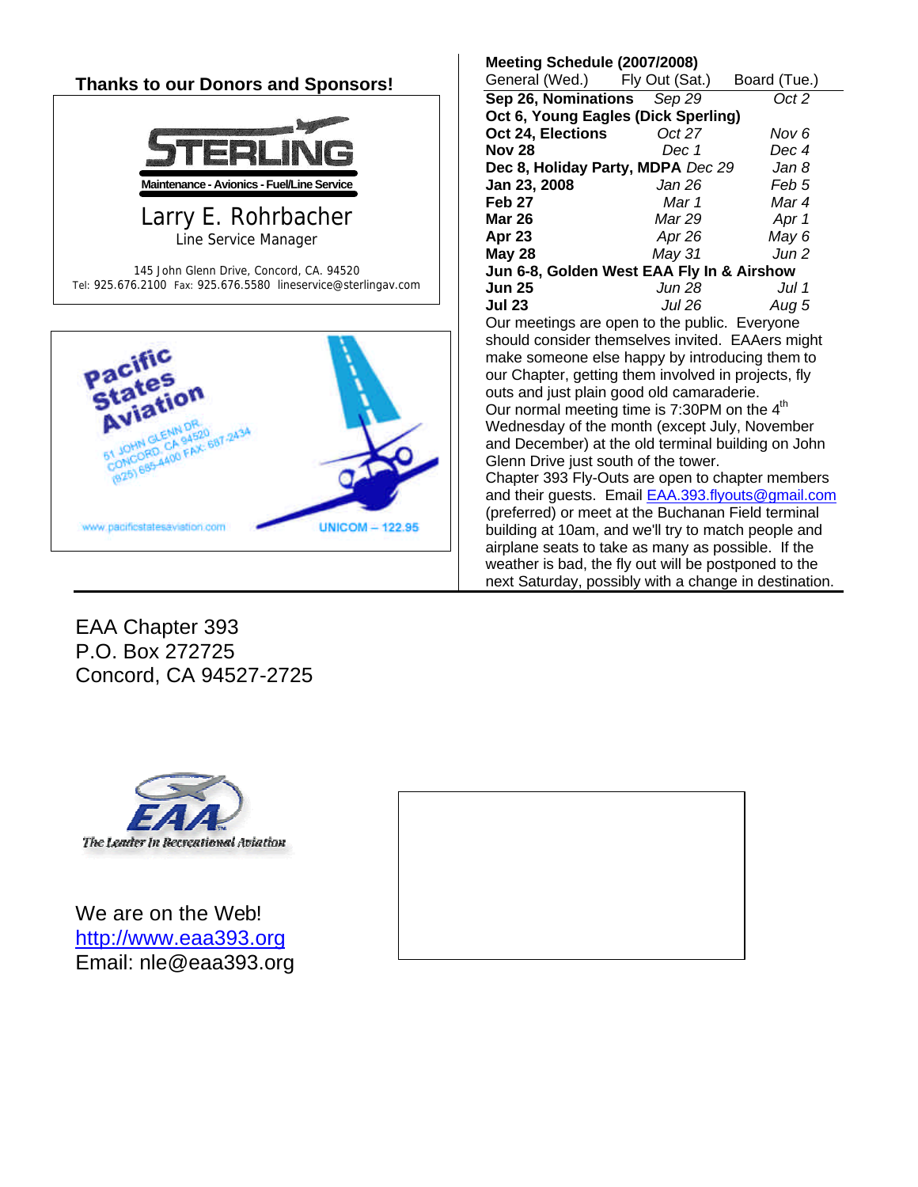## Thanks to our Donors and Sponsors!

STERLING

Maintenance - Avionics - Fuel/Line Service

Larry E. Rohrbacher

Line Service Manager

145 John Glenn Drive, Concord, CA. 94520

Tel: 925.676.2100 Fax: 925.676.5580 lineservice@sterlingav.com

Pacific States Aviation

51 JOHN GLENN DR.
CONCORD, CA 94520
(925) 685-4400 FAX: 687-2434

www.pacificstatesaviation.com

UNICOM – 122.95

**Meeting Schedule (2007/2008)**

| General (Wed.) | Fly Out (Sat.) | Board (Tue.) |
|---|---|---|
| **Sep 26, Nominations** | *Sep 29* | *Oct 2* |
| **Oct 6, Young Eagles (Dick Sperling)** | | |
| **Oct 24, Elections** | *Oct 27* | *Nov 6* |
| **Nov 28** | *Dec 1* | *Dec 4* |
| **Dec 8, Holiday Party, MDPA** | *Dec 29* | *Jan 8* |
| **Jan 23, 2008** | *Jan 26* | *Feb 5* |
| **Feb 27** | *Mar 1* | *Mar 4* |
| **Mar 26** | *Mar 29* | *Apr 1* |
| **Apr 23** | *Apr 26* | *May 6* |
| **May 28** | *May 31* | *Jun 2* |
| **Jun 6-8, Golden West EAA Fly In & Airshow** | | |
| **Jun 25** | *Jun 28* | *Jul 1* |
| **Jul 23** | *Jul 26* | *Aug 5* |

Our meetings are open to the public. Everyone should consider themselves invited. EAAers might make someone else happy by introducing them to our Chapter, getting them involved in projects, fly outs and just plain good old camaraderie.

Our normal meeting time is 7:30PM on the 4th Wednesday of the month (except July, November and December) at the old terminal building on John Glenn Drive just south of the tower.

Chapter 393 Fly-Outs are open to chapter members and their guests. Email EAA.393.flyouts@gmail.com (preferred) or meet at the Buchanan Field terminal building at 10am, and we'll try to match people and airplane seats to take as many as possible. If the weather is bad, the fly out will be postponed to the next Saturday, possibly with a change in destination.

EAA Chapter 393
P.O. Box 272725
Concord, CA 94527-2725

EAA
The Leader In Recreational Aviation

We are on the Web!
http://www.eaa393.org
Email: nle@eaa393.org